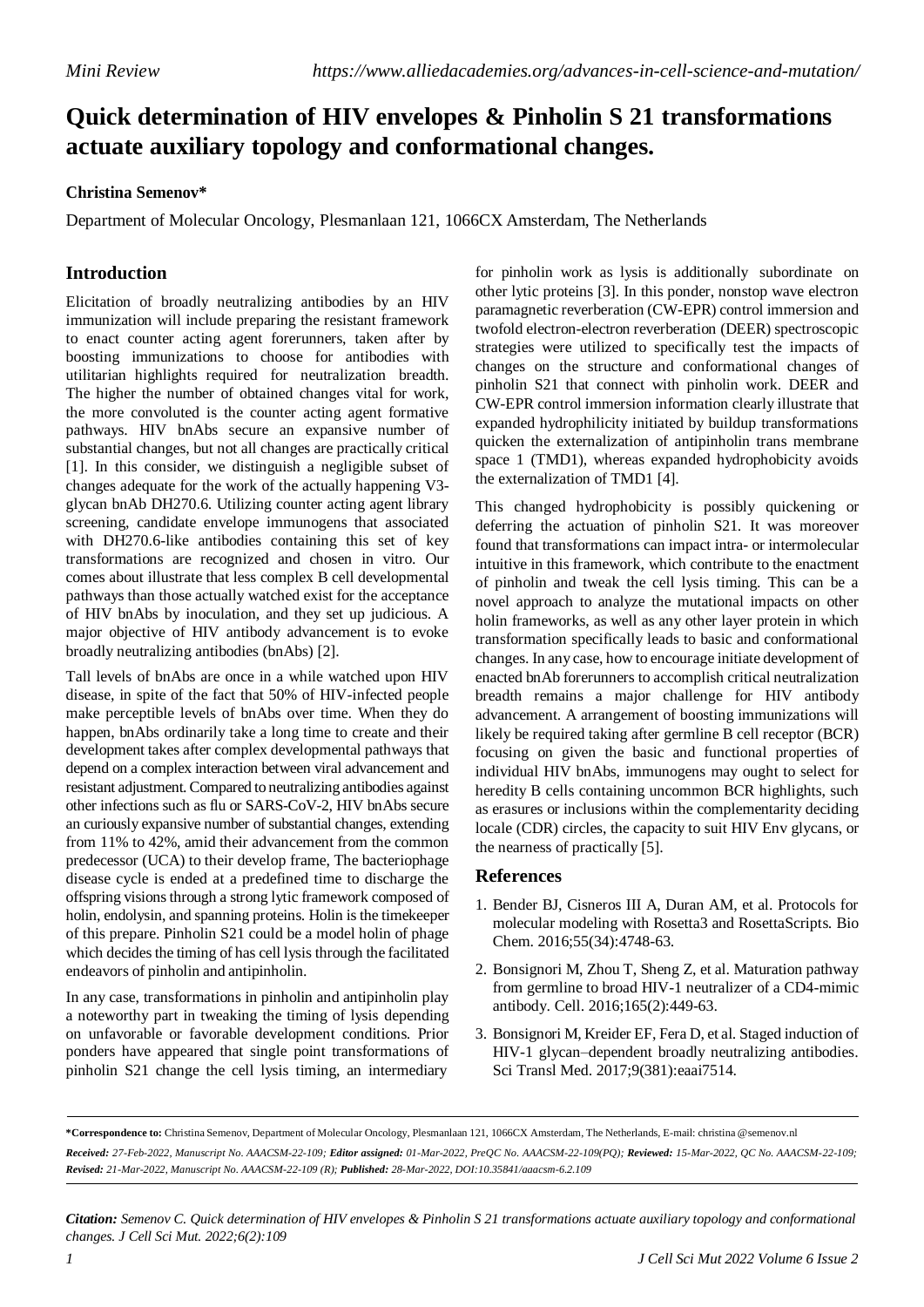*Mini Review* *https://www.alliedacademies.org/advances-in-cell-science-and-mutation/*

# Quick determination of HIV envelopes & Pinholin S 21 transformations actuate auxiliary topology and conformational changes.

**Christina Semenov***

Department of Molecular Oncology, Plesmanlaan 121, 1066CX Amsterdam, The Netherlands

## Introduction

Elicitation of broadly neutralizing antibodies by an HIV immunization will include preparing the resistant framework to enact counter acting agent forerunners, taken after by boosting immunizations to choose for antibodies with utilitarian highlights required for neutralization breadth. The higher the number of obtained changes vital for work, the more convoluted is the counter acting agent formative pathways. HIV bnAbs secure an expansive number of substantial changes, but not all changes are practically critical [1]. In this consider, we distinguish a negligible subset of changes adequate for the work of the actually happening V3-glycan bnAb DH270.6. Utilizing counter acting agent library screening, candidate envelope immunogens that associated with DH270.6-like antibodies containing this set of key transformations are recognized and chosen in vitro. Our comes about illustrate that less complex B cell developmental pathways than those actually watched exist for the acceptance of HIV bnAbs by inoculation, and they set up judicious. A major objective of HIV antibody advancement is to evoke broadly neutralizing antibodies (bnAbs) [2].

Tall levels of bnAbs are once in a while watched upon HIV disease, in spite of the fact that 50% of HIV-infected people make perceptible levels of bnAbs over time. When they do happen, bnAbs ordinarily take a long time to create and their development takes after complex developmental pathways that depend on a complex interaction between viral advancement and resistant adjustment. Compared to neutralizing antibodies against other infections such as flu or SARS-CoV-2, HIV bnAbs secure an curiously expansive number of substantial changes, extending from 11% to 42%, amid their advancement from the common predecessor (UCA) to their develop frame, The bacteriophage disease cycle is ended at a predefined time to discharge the offspring visions through a strong lytic framework composed of holin, endolysin, and spanning proteins. Holin is the timekeeper of this prepare. Pinholin S21 could be a model holin of phage which decides the timing of has cell lysis through the facilitated endeavors of pinholin and antipinholin.

In any case, transformations in pinholin and antipinholin play a noteworthy part in tweaking the timing of lysis depending on unfavorable or favorable development conditions. Prior ponders have appeared that single point transformations of pinholin S21 change the cell lysis timing, an intermediary for pinholin work as lysis is additionally subordinate on other lytic proteins [3]. In this ponder, nonstop wave electron paramagnetic reverberation (CW-EPR) control immersion and twofold electron-electron reverberation (DEER) spectroscopic strategies were utilized to specifically test the impacts of changes on the structure and conformational changes of pinholin S21 that connect with pinholin work. DEER and CW-EPR control immersion information clearly illustrate that expanded hydrophilicity initiated by buildup transformations quicken the externalization of antipinholin trans membrane space 1 (TMD1), whereas expanded hydrophobicity avoids the externalization of TMD1 [4].

This changed hydrophobicity is possibly quickening or deferring the actuation of pinholin S21. It was moreover found that transformations can impact intra- or intermolecular intuitive in this framework, which contribute to the enactment of pinholin and tweak the cell lysis timing. This can be a novel approach to analyze the mutational impacts on other holin frameworks, as well as any other layer protein in which transformation specifically leads to basic and conformational changes. In any case, how to encourage initiate development of enacted bnAb forerunners to accomplish critical neutralization breadth remains a major challenge for HIV antibody advancement. A arrangement of boosting immunizations will likely be required taking after germline B cell receptor (BCR) focusing on given the basic and functional properties of individual HIV bnAbs, immunogens may ought to select for heredity B cells containing uncommon BCR highlights, such as erasures or inclusions within the complementarity deciding locale (CDR) circles, the capacity to suit HIV Env glycans, or the nearness of practically [5].

## References

1. Bender BJ, Cisneros III A, Duran AM, et al. Protocols for molecular modeling with Rosetta3 and RosettaScripts. Bio Chem. 2016;55(34):4748-63.
2. Bonsignori M, Zhou T, Sheng Z, et al. Maturation pathway from germline to broad HIV-1 neutralizer of a CD4-mimic antibody. Cell. 2016;165(2):449-63.
3. Bonsignori M, Kreider EF, Fera D, et al. Staged induction of HIV-1 glycan–dependent broadly neutralizing antibodies. Sci Transl Med. 2017;9(381):eaai7514.

---

***Correspondence to:** Christina Semenov, Department of Molecular Oncology, Plesmanlaan 121, 1066CX Amsterdam, The Netherlands, E-mail: christina @semenov.nl

***Received:** 27-Feb-2022, Manuscript No. AAACSM-22-109; **Editor assigned:** 01-Mar-2022, PreQC No. AAACSM-22-109(PQ); **Reviewed:** 15-Mar-2022, QC No. AAACSM-22-109; **Revised:** 21-Mar-2022, Manuscript No. AAACSM-22-109 (R); **Published:** 28-Mar-2022, DOI:10.35841/aaacsm-6.2.109*

***Citation:** Semenov C. Quick determination of HIV envelopes & Pinholin S 21 transformations actuate auxiliary topology and conformational changes. J Cell Sci Mut. 2022;6(2):109*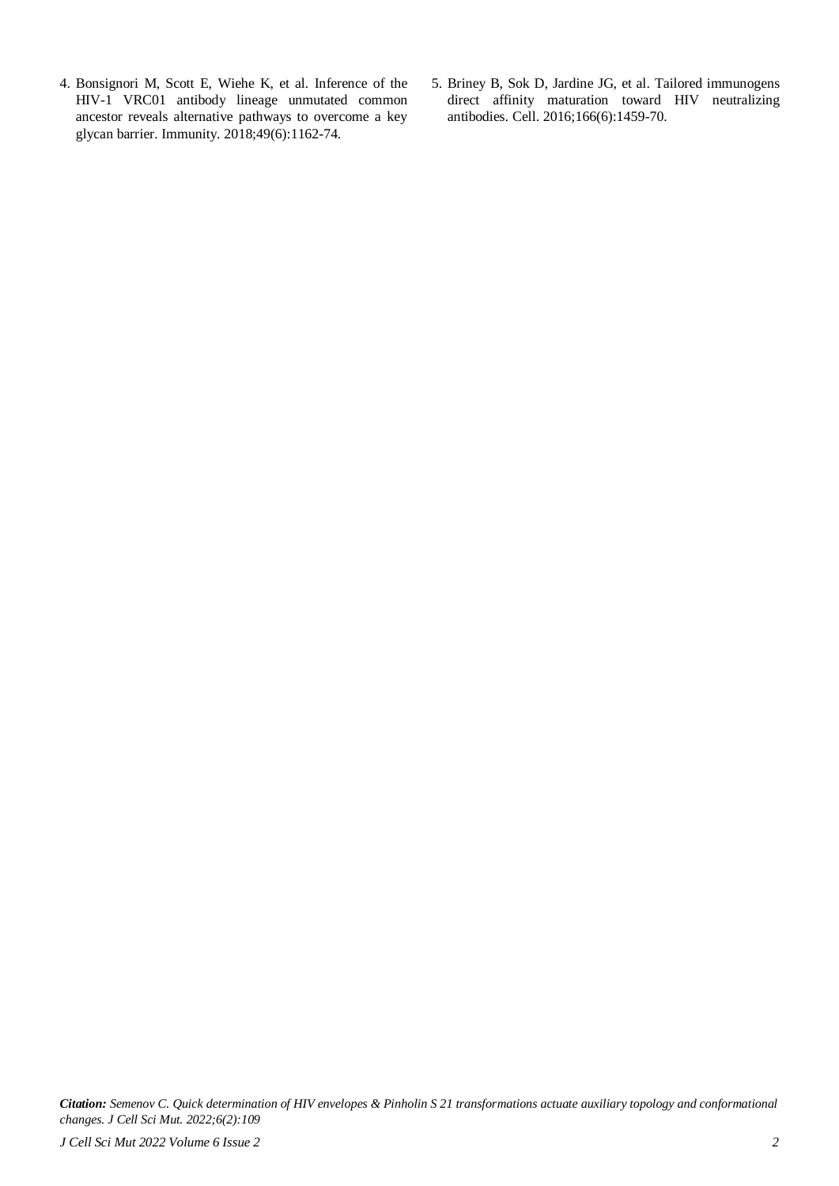4. Bonsignori M, Scott E, Wiehe K, et al. Inference of the HIV-1 VRC01 antibody lineage unmutated common ancestor reveals alternative pathways to overcome a key glycan barrier. Immunity. 2018;49(6):1162-74.
5. Briney B, Sok D, Jardine JG, et al. Tailored immunogens direct affinity maturation toward HIV neutralizing antibodies. Cell. 2016;166(6):1459-70.

***Citation:*** *Semenov C. Quick determination of HIV envelopes & Pinholin S 21 transformations actuate auxiliary topology and conformational changes. J Cell Sci Mut. 2022;6(2):109*